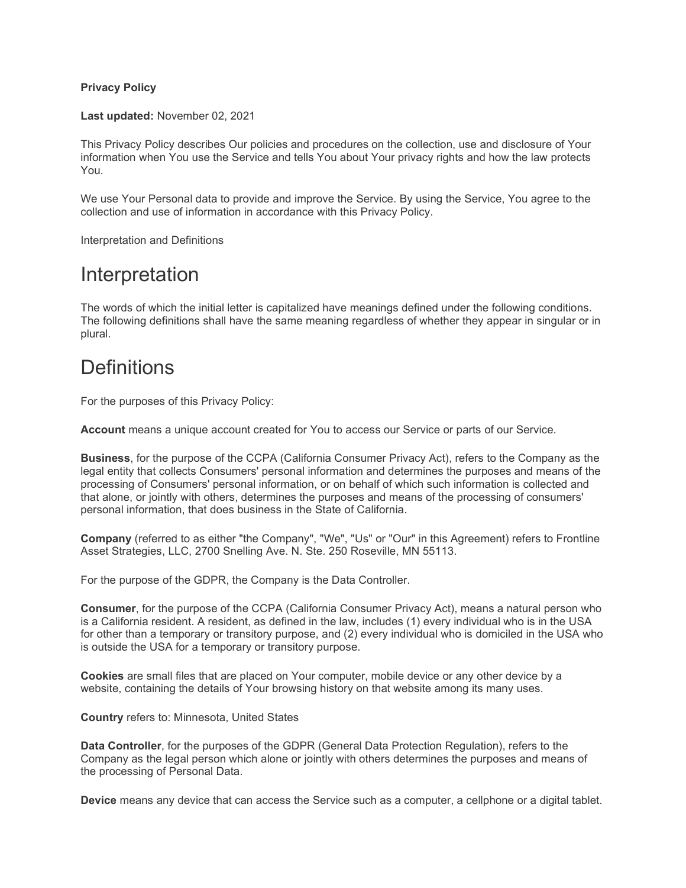**Privacy Policy**

**Last updated:** November 02, 2021

This Privacy Policy describes Our policies and procedures on the collection, use and disclosure of Your information when You use the Service and tells You about Your privacy rights and how the law protects You.

We use Your Personal data to provide and improve the Service. By using the Service, You agree to the collection and use of information in accordance with this Privacy Policy.

Interpretation and Definitions

# Interpretation

The words of which the initial letter is capitalized have meanings defined under the following conditions. The following definitions shall have the same meaning regardless of whether they appear in singular or in plural.

# Definitions

For the purposes of this Privacy Policy:

**Account** means a unique account created for You to access our Service or parts of our Service.

**Business**, for the purpose of the CCPA (California Consumer Privacy Act), refers to the Company as the legal entity that collects Consumers' personal information and determines the purposes and means of the processing of Consumers' personal information, or on behalf of which such information is collected and that alone, or jointly with others, determines the purposes and means of the processing of consumers' personal information, that does business in the State of California.

**Company** (referred to as either "the Company", "We", "Us" or "Our" in this Agreement) refers to Frontline Asset Strategies, LLC, 2700 Snelling Ave. N. Ste. 250 Roseville, MN 55113.

For the purpose of the GDPR, the Company is the Data Controller.

**Consumer**, for the purpose of the CCPA (California Consumer Privacy Act), means a natural person who is a California resident. A resident, as defined in the law, includes (1) every individual who is in the USA for other than a temporary or transitory purpose, and (2) every individual who is domiciled in the USA who is outside the USA for a temporary or transitory purpose.

**Cookies** are small files that are placed on Your computer, mobile device or any other device by a website, containing the details of Your browsing history on that website among its many uses.

**Country** refers to: Minnesota, United States

**Data Controller**, for the purposes of the GDPR (General Data Protection Regulation), refers to the Company as the legal person which alone or jointly with others determines the purposes and means of the processing of Personal Data.

**Device** means any device that can access the Service such as a computer, a cellphone or a digital tablet.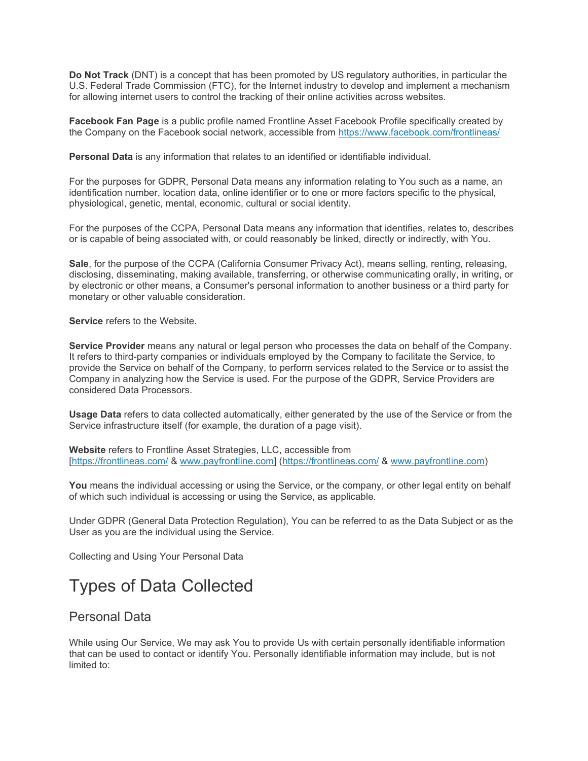**Do Not Track** (DNT) is a concept that has been promoted by US regulatory authorities, in particular the U.S. Federal Trade Commission (FTC), for the Internet industry to develop and implement a mechanism for allowing internet users to control the tracking of their online activities across websites.

**Facebook Fan Page** is a public profile named Frontline Asset Facebook Profile specifically created by the Company on the Facebook social network, accessible from https://www.facebook.com/frontlineas/

**Personal Data** is any information that relates to an identified or identifiable individual.

For the purposes for GDPR, Personal Data means any information relating to You such as a name, an identification number, location data, online identifier or to one or more factors specific to the physical, physiological, genetic, mental, economic, cultural or social identity.

For the purposes of the CCPA, Personal Data means any information that identifies, relates to, describes or is capable of being associated with, or could reasonably be linked, directly or indirectly, with You.

**Sale**, for the purpose of the CCPA (California Consumer Privacy Act), means selling, renting, releasing, disclosing, disseminating, making available, transferring, or otherwise communicating orally, in writing, or by electronic or other means, a Consumer's personal information to another business or a third party for monetary or other valuable consideration.

**Service** refers to the Website.

**Service Provider** means any natural or legal person who processes the data on behalf of the Company. It refers to third-party companies or individuals employed by the Company to facilitate the Service, to provide the Service on behalf of the Company, to perform services related to the Service or to assist the Company in analyzing how the Service is used. For the purpose of the GDPR, Service Providers are considered Data Processors.

**Usage Data** refers to data collected automatically, either generated by the use of the Service or from the Service infrastructure itself (for example, the duration of a page visit).

**Website** refers to Frontline Asset Strategies, LLC, accessible from [https://frontlineas.com/ & www.payfrontline.com] (https://frontlineas.com/ & www.payfrontline.com)

**You** means the individual accessing or using the Service, or the company, or other legal entity on behalf of which such individual is accessing or using the Service, as applicable.

Under GDPR (General Data Protection Regulation), You can be referred to as the Data Subject or as the User as you are the individual using the Service.

Collecting and Using Your Personal Data

# Types of Data Collected

## Personal Data

While using Our Service, We may ask You to provide Us with certain personally identifiable information that can be used to contact or identify You. Personally identifiable information may include, but is not limited to: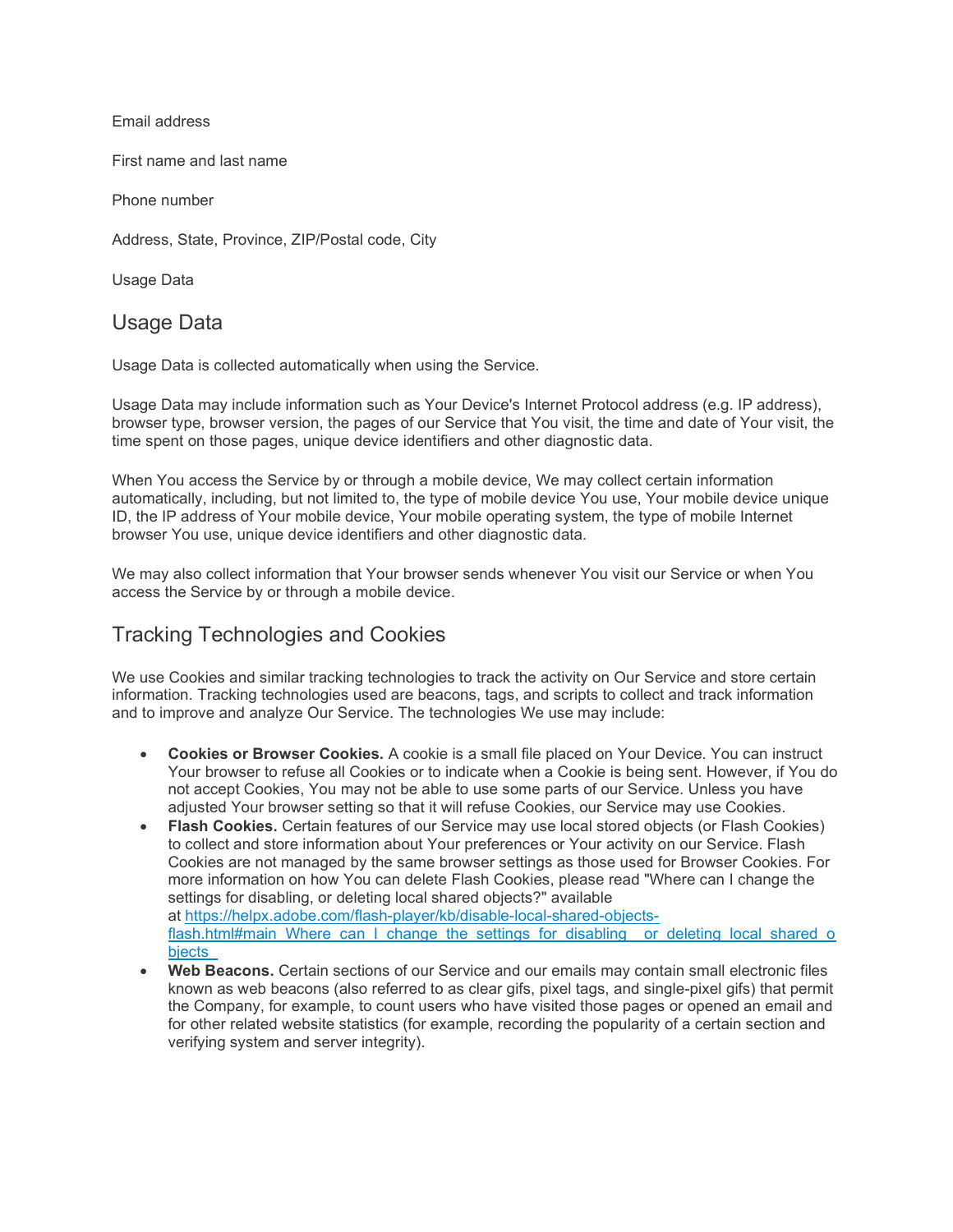Email address

First name and last name

Phone number

Address, State, Province, ZIP/Postal code, City

Usage Data

## Usage Data

Usage Data is collected automatically when using the Service.

Usage Data may include information such as Your Device's Internet Protocol address (e.g. IP address), browser type, browser version, the pages of our Service that You visit, the time and date of Your visit, the time spent on those pages, unique device identifiers and other diagnostic data.

When You access the Service by or through a mobile device, We may collect certain information automatically, including, but not limited to, the type of mobile device You use, Your mobile device unique ID, the IP address of Your mobile device, Your mobile operating system, the type of mobile Internet browser You use, unique device identifiers and other diagnostic data.

We may also collect information that Your browser sends whenever You visit our Service or when You access the Service by or through a mobile device.

## Tracking Technologies and Cookies

We use Cookies and similar tracking technologies to track the activity on Our Service and store certain information. Tracking technologies used are beacons, tags, and scripts to collect and track information and to improve and analyze Our Service. The technologies We use may include:

- **Cookies or Browser Cookies.** A cookie is a small file placed on Your Device. You can instruct Your browser to refuse all Cookies or to indicate when a Cookie is being sent. However, if You do not accept Cookies, You may not be able to use some parts of our Service. Unless you have adjusted Your browser setting so that it will refuse Cookies, our Service may use Cookies.
- **Flash Cookies.** Certain features of our Service may use local stored objects (or Flash Cookies) to collect and store information about Your preferences or Your activity on our Service. Flash Cookies are not managed by the same browser settings as those used for Browser Cookies. For more information on how You can delete Flash Cookies, please read "Where can I change the settings for disabling, or deleting local shared objects?" available at [https://helpx.adobe.com/flash-player/kb/disable-local-shared-objects-flash.html#main_Where_can_I_change_the_settings_for_disabling__or_deleting_local_shared_objects_](https://helpx.adobe.com/flash-player/kb/disable-local-shared-objects-flash.html#main_Where_can_I_change_the_settings_for_disabling__or_deleting_local_shared_objects_)
- **Web Beacons.** Certain sections of our Service and our emails may contain small electronic files known as web beacons (also referred to as clear gifs, pixel tags, and single-pixel gifs) that permit the Company, for example, to count users who have visited those pages or opened an email and for other related website statistics (for example, recording the popularity of a certain section and verifying system and server integrity).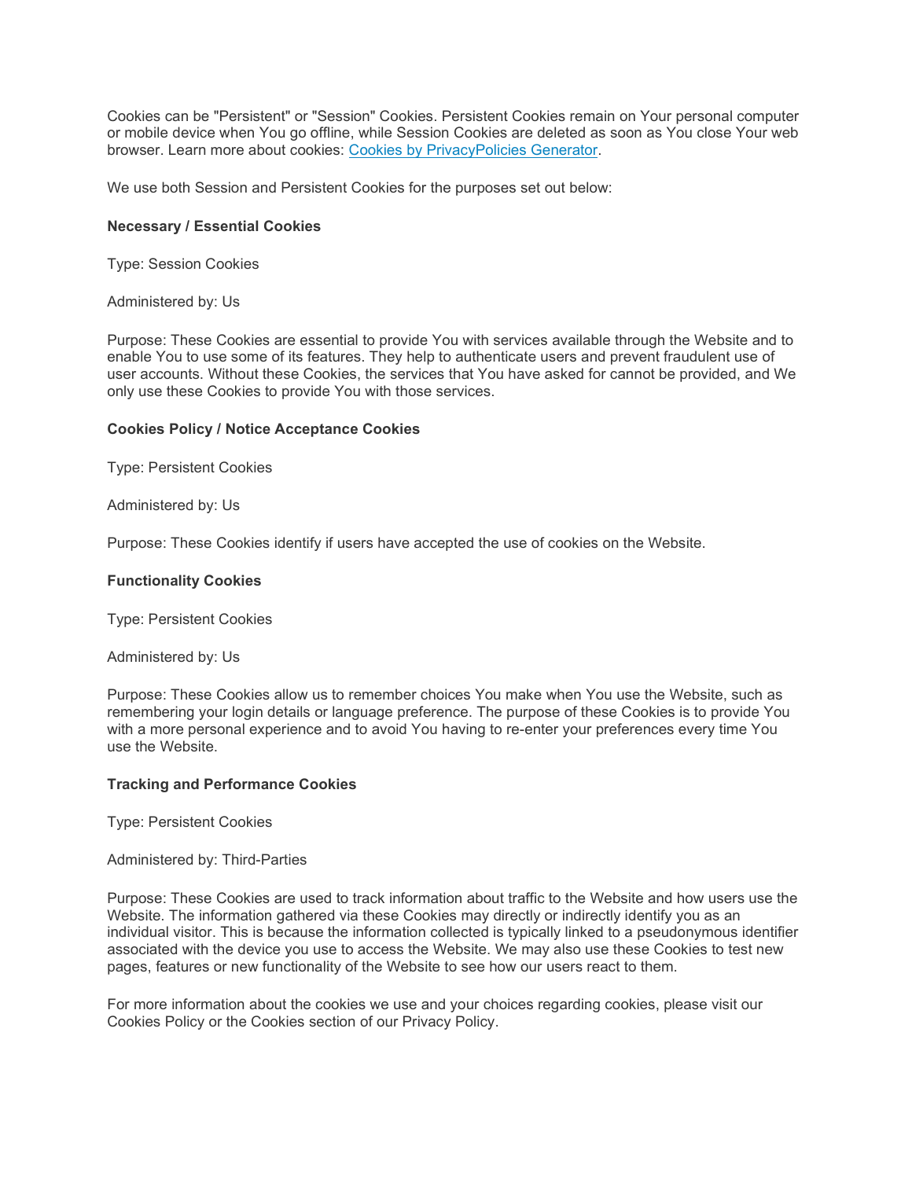Cookies can be "Persistent" or "Session" Cookies. Persistent Cookies remain on Your personal computer or mobile device when You go offline, while Session Cookies are deleted as soon as You close Your web browser. Learn more about cookies: [Cookies by PrivacyPolicies Generator]().

We use both Session and Persistent Cookies for the purposes set out below:

**Necessary / Essential Cookies**

Type: Session Cookies

Administered by: Us

Purpose: These Cookies are essential to provide You with services available through the Website and to enable You to use some of its features. They help to authenticate users and prevent fraudulent use of user accounts. Without these Cookies, the services that You have asked for cannot be provided, and We only use these Cookies to provide You with those services.

**Cookies Policy / Notice Acceptance Cookies**

Type: Persistent Cookies

Administered by: Us

Purpose: These Cookies identify if users have accepted the use of cookies on the Website.

**Functionality Cookies**

Type: Persistent Cookies

Administered by: Us

Purpose: These Cookies allow us to remember choices You make when You use the Website, such as remembering your login details or language preference. The purpose of these Cookies is to provide You with a more personal experience and to avoid You having to re-enter your preferences every time You use the Website.

**Tracking and Performance Cookies**

Type: Persistent Cookies

Administered by: Third-Parties

Purpose: These Cookies are used to track information about traffic to the Website and how users use the Website. The information gathered via these Cookies may directly or indirectly identify you as an individual visitor. This is because the information collected is typically linked to a pseudonymous identifier associated with the device you use to access the Website. We may also use these Cookies to test new pages, features or new functionality of the Website to see how our users react to them.

For more information about the cookies we use and your choices regarding cookies, please visit our Cookies Policy or the Cookies section of our Privacy Policy.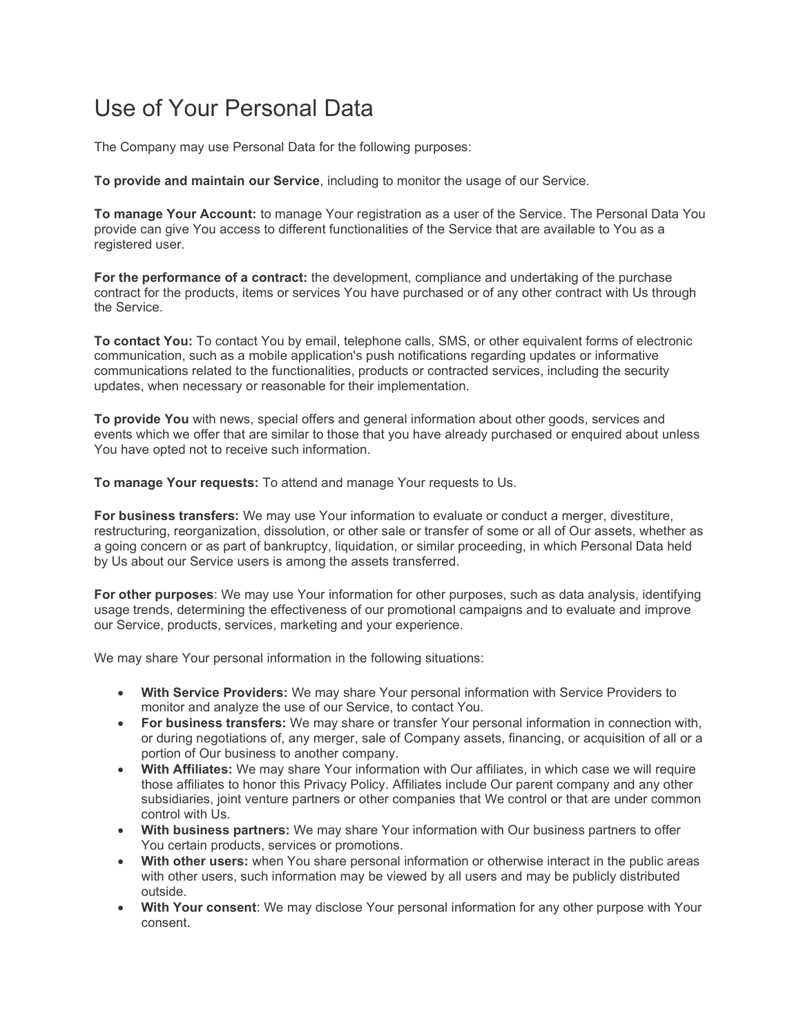# Use of Your Personal Data

The Company may use Personal Data for the following purposes:

**To provide and maintain our Service**, including to monitor the usage of our Service.

**To manage Your Account:** to manage Your registration as a user of the Service. The Personal Data You provide can give You access to different functionalities of the Service that are available to You as a registered user.

**For the performance of a contract:** the development, compliance and undertaking of the purchase contract for the products, items or services You have purchased or of any other contract with Us through the Service.

**To contact You:** To contact You by email, telephone calls, SMS, or other equivalent forms of electronic communication, such as a mobile application's push notifications regarding updates or informative communications related to the functionalities, products or contracted services, including the security updates, when necessary or reasonable for their implementation.

**To provide You** with news, special offers and general information about other goods, services and events which we offer that are similar to those that you have already purchased or enquired about unless You have opted not to receive such information.

**To manage Your requests:** To attend and manage Your requests to Us.

**For business transfers:** We may use Your information to evaluate or conduct a merger, divestiture, restructuring, reorganization, dissolution, or other sale or transfer of some or all of Our assets, whether as a going concern or as part of bankruptcy, liquidation, or similar proceeding, in which Personal Data held by Us about our Service users is among the assets transferred.

**For other purposes**: We may use Your information for other purposes, such as data analysis, identifying usage trends, determining the effectiveness of our promotional campaigns and to evaluate and improve our Service, products, services, marketing and your experience.

We may share Your personal information in the following situations:

- **With Service Providers:** We may share Your personal information with Service Providers to monitor and analyze the use of our Service, to contact You.
- **For business transfers:** We may share or transfer Your personal information in connection with, or during negotiations of, any merger, sale of Company assets, financing, or acquisition of all or a portion of Our business to another company.
- **With Affiliates:** We may share Your information with Our affiliates, in which case we will require those affiliates to honor this Privacy Policy. Affiliates include Our parent company and any other subsidiaries, joint venture partners or other companies that We control or that are under common control with Us.
- **With business partners:** We may share Your information with Our business partners to offer You certain products, services or promotions.
- **With other users:** when You share personal information or otherwise interact in the public areas with other users, such information may be viewed by all users and may be publicly distributed outside.
- **With Your consent**: We may disclose Your personal information for any other purpose with Your consent.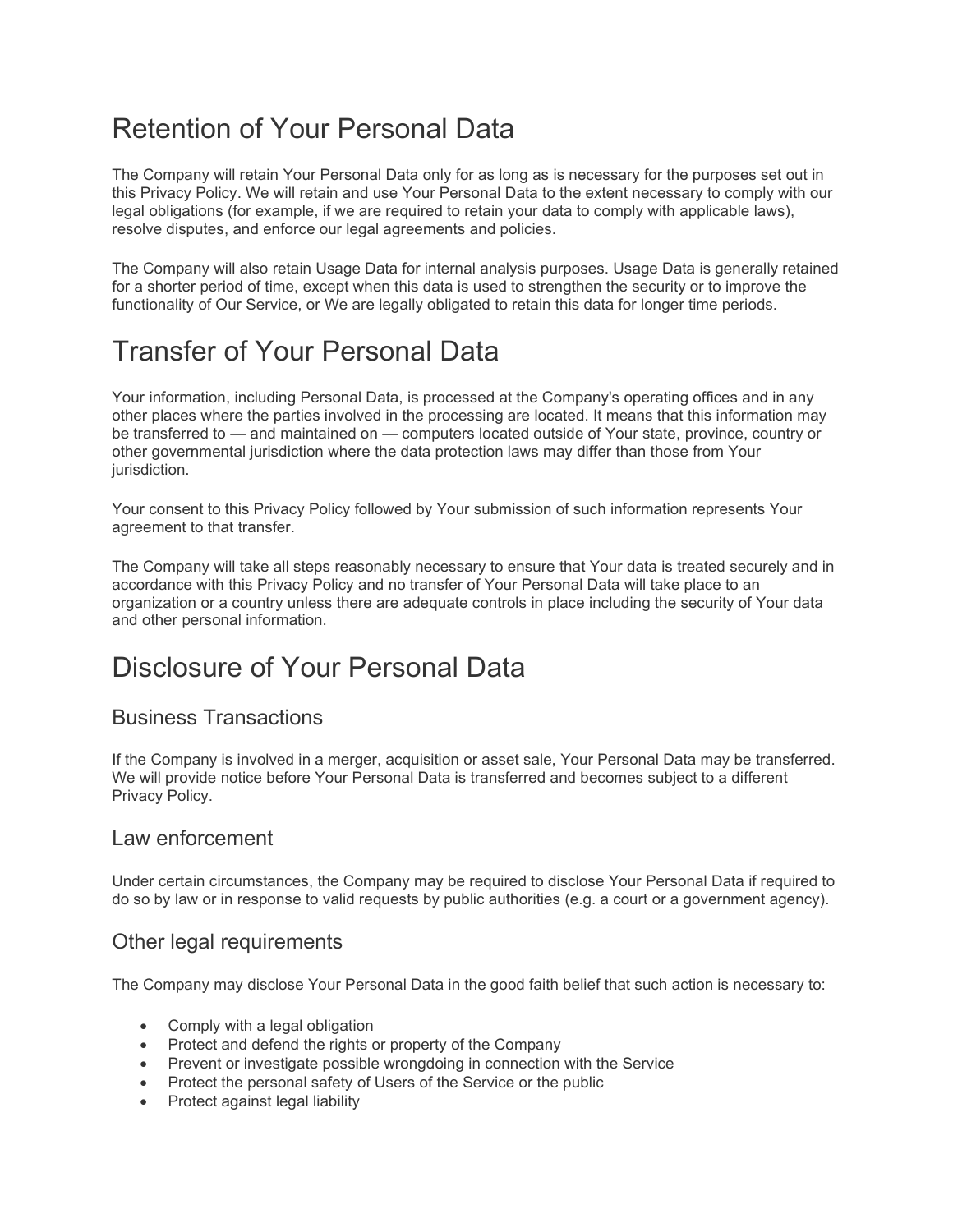# Retention of Your Personal Data

The Company will retain Your Personal Data only for as long as is necessary for the purposes set out in this Privacy Policy. We will retain and use Your Personal Data to the extent necessary to comply with our legal obligations (for example, if we are required to retain your data to comply with applicable laws), resolve disputes, and enforce our legal agreements and policies.

The Company will also retain Usage Data for internal analysis purposes. Usage Data is generally retained for a shorter period of time, except when this data is used to strengthen the security or to improve the functionality of Our Service, or We are legally obligated to retain this data for longer time periods.

# Transfer of Your Personal Data

Your information, including Personal Data, is processed at the Company's operating offices and in any other places where the parties involved in the processing are located. It means that this information may be transferred to — and maintained on — computers located outside of Your state, province, country or other governmental jurisdiction where the data protection laws may differ than those from Your jurisdiction.

Your consent to this Privacy Policy followed by Your submission of such information represents Your agreement to that transfer.

The Company will take all steps reasonably necessary to ensure that Your data is treated securely and in accordance with this Privacy Policy and no transfer of Your Personal Data will take place to an organization or a country unless there are adequate controls in place including the security of Your data and other personal information.

# Disclosure of Your Personal Data

## Business Transactions

If the Company is involved in a merger, acquisition or asset sale, Your Personal Data may be transferred. We will provide notice before Your Personal Data is transferred and becomes subject to a different Privacy Policy.

## Law enforcement

Under certain circumstances, the Company may be required to disclose Your Personal Data if required to do so by law or in response to valid requests by public authorities (e.g. a court or a government agency).

## Other legal requirements

The Company may disclose Your Personal Data in the good faith belief that such action is necessary to:

- Comply with a legal obligation
- Protect and defend the rights or property of the Company
- Prevent or investigate possible wrongdoing in connection with the Service
- Protect the personal safety of Users of the Service or the public
- Protect against legal liability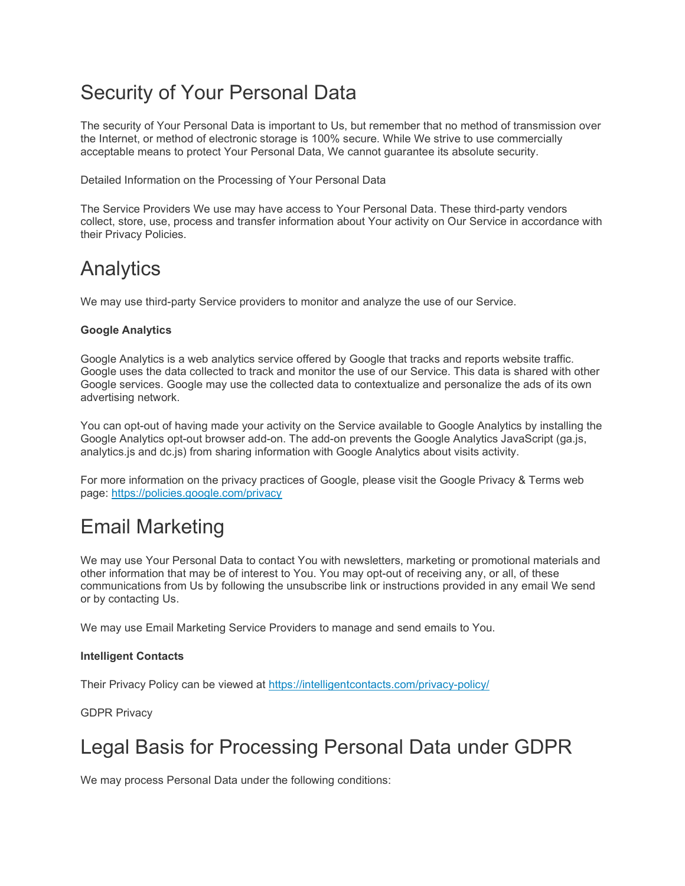# Security of Your Personal Data

The security of Your Personal Data is important to Us, but remember that no method of transmission over the Internet, or method of electronic storage is 100% secure. While We strive to use commercially acceptable means to protect Your Personal Data, We cannot guarantee its absolute security.

Detailed Information on the Processing of Your Personal Data

The Service Providers We use may have access to Your Personal Data. These third-party vendors collect, store, use, process and transfer information about Your activity on Our Service in accordance with their Privacy Policies.

# Analytics

We may use third-party Service providers to monitor and analyze the use of our Service.

**Google Analytics**

Google Analytics is a web analytics service offered by Google that tracks and reports website traffic. Google uses the data collected to track and monitor the use of our Service. This data is shared with other Google services. Google may use the collected data to contextualize and personalize the ads of its own advertising network.

You can opt-out of having made your activity on the Service available to Google Analytics by installing the Google Analytics opt-out browser add-on. The add-on prevents the Google Analytics JavaScript (ga.js, analytics.js and dc.js) from sharing information with Google Analytics about visits activity.

For more information on the privacy practices of Google, please visit the Google Privacy & Terms web page: [https://policies.google.com/privacy](https://policies.google.com/privacy)

# Email Marketing

We may use Your Personal Data to contact You with newsletters, marketing or promotional materials and other information that may be of interest to You. You may opt-out of receiving any, or all, of these communications from Us by following the unsubscribe link or instructions provided in any email We send or by contacting Us.

We may use Email Marketing Service Providers to manage and send emails to You.

**Intelligent Contacts**

Their Privacy Policy can be viewed at [https://intelligentcontacts.com/privacy-policy/](https://intelligentcontacts.com/privacy-policy/)

GDPR Privacy

# Legal Basis for Processing Personal Data under GDPR

We may process Personal Data under the following conditions: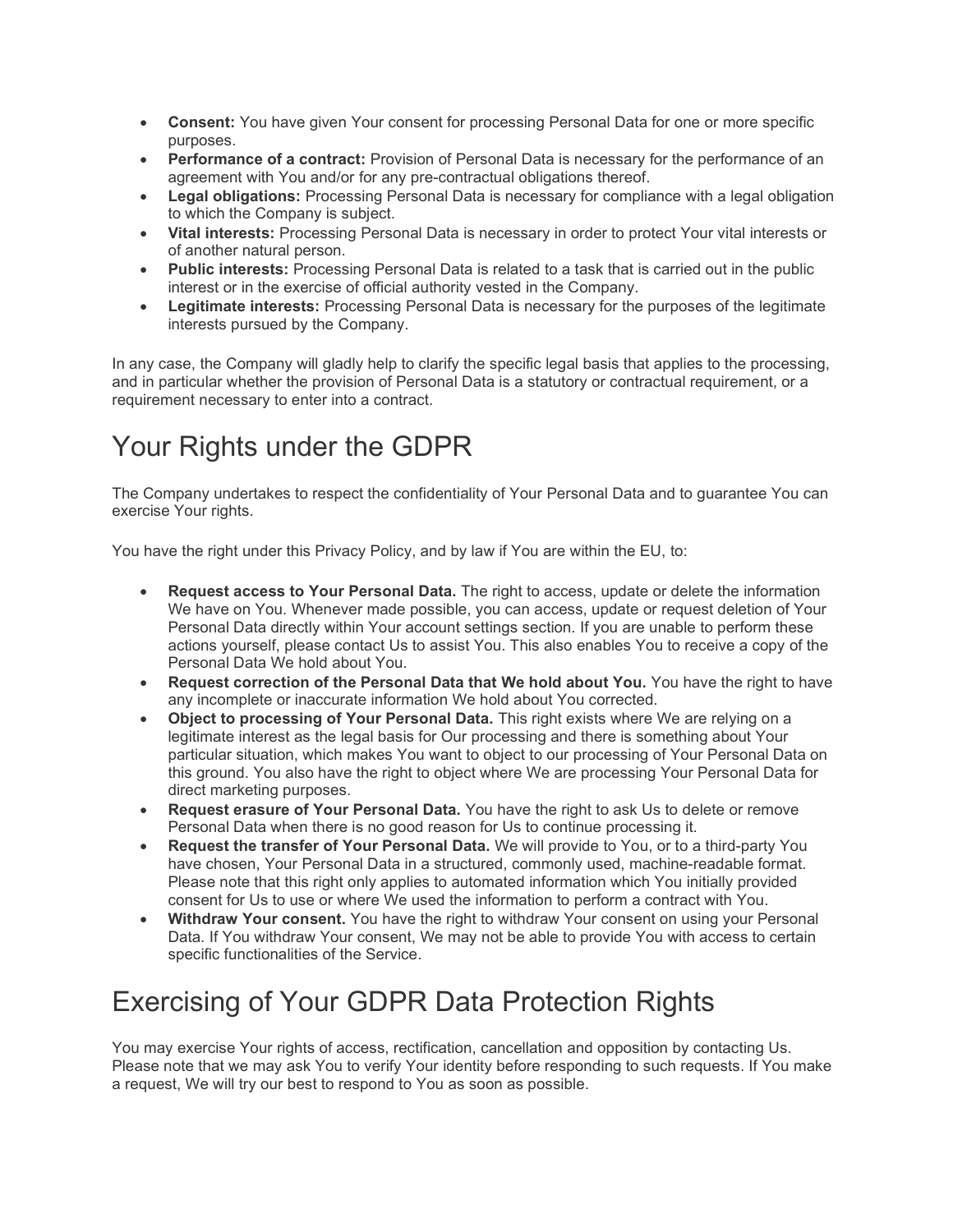- **Consent:** You have given Your consent for processing Personal Data for one or more specific purposes.
- **Performance of a contract:** Provision of Personal Data is necessary for the performance of an agreement with You and/or for any pre-contractual obligations thereof.
- **Legal obligations:** Processing Personal Data is necessary for compliance with a legal obligation to which the Company is subject.
- **Vital interests:** Processing Personal Data is necessary in order to protect Your vital interests or of another natural person.
- **Public interests:** Processing Personal Data is related to a task that is carried out in the public interest or in the exercise of official authority vested in the Company.
- **Legitimate interests:** Processing Personal Data is necessary for the purposes of the legitimate interests pursued by the Company.

In any case, the Company will gladly help to clarify the specific legal basis that applies to the processing, and in particular whether the provision of Personal Data is a statutory or contractual requirement, or a requirement necessary to enter into a contract.

# Your Rights under the GDPR

The Company undertakes to respect the confidentiality of Your Personal Data and to guarantee You can exercise Your rights.

You have the right under this Privacy Policy, and by law if You are within the EU, to:

- **Request access to Your Personal Data.** The right to access, update or delete the information We have on You. Whenever made possible, you can access, update or request deletion of Your Personal Data directly within Your account settings section. If you are unable to perform these actions yourself, please contact Us to assist You. This also enables You to receive a copy of the Personal Data We hold about You.
- **Request correction of the Personal Data that We hold about You.** You have the right to have any incomplete or inaccurate information We hold about You corrected.
- **Object to processing of Your Personal Data.** This right exists where We are relying on a legitimate interest as the legal basis for Our processing and there is something about Your particular situation, which makes You want to object to our processing of Your Personal Data on this ground. You also have the right to object where We are processing Your Personal Data for direct marketing purposes.
- **Request erasure of Your Personal Data.** You have the right to ask Us to delete or remove Personal Data when there is no good reason for Us to continue processing it.
- **Request the transfer of Your Personal Data.** We will provide to You, or to a third-party You have chosen, Your Personal Data in a structured, commonly used, machine-readable format. Please note that this right only applies to automated information which You initially provided consent for Us to use or where We used the information to perform a contract with You.
- **Withdraw Your consent.** You have the right to withdraw Your consent on using your Personal Data. If You withdraw Your consent, We may not be able to provide You with access to certain specific functionalities of the Service.

# Exercising of Your GDPR Data Protection Rights

You may exercise Your rights of access, rectification, cancellation and opposition by contacting Us. Please note that we may ask You to verify Your identity before responding to such requests. If You make a request, We will try our best to respond to You as soon as possible.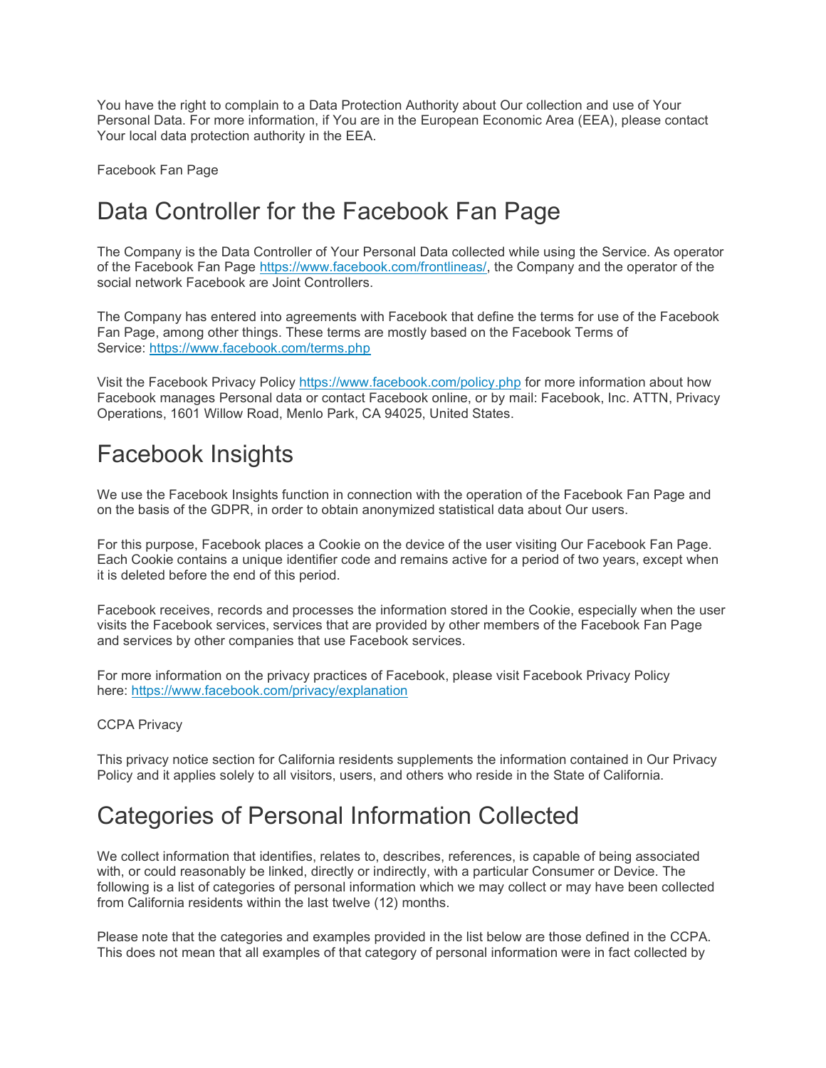You have the right to complain to a Data Protection Authority about Our collection and use of Your Personal Data. For more information, if You are in the European Economic Area (EEA), please contact Your local data protection authority in the EEA.

Facebook Fan Page

# Data Controller for the Facebook Fan Page

The Company is the Data Controller of Your Personal Data collected while using the Service. As operator of the Facebook Fan Page https://www.facebook.com/frontlineas/, the Company and the operator of the social network Facebook are Joint Controllers.

The Company has entered into agreements with Facebook that define the terms for use of the Facebook Fan Page, among other things. These terms are mostly based on the Facebook Terms of Service: https://www.facebook.com/terms.php

Visit the Facebook Privacy Policy https://www.facebook.com/policy.php for more information about how Facebook manages Personal data or contact Facebook online, or by mail: Facebook, Inc. ATTN, Privacy Operations, 1601 Willow Road, Menlo Park, CA 94025, United States.

# Facebook Insights

We use the Facebook Insights function in connection with the operation of the Facebook Fan Page and on the basis of the GDPR, in order to obtain anonymized statistical data about Our users.

For this purpose, Facebook places a Cookie on the device of the user visiting Our Facebook Fan Page. Each Cookie contains a unique identifier code and remains active for a period of two years, except when it is deleted before the end of this period.

Facebook receives, records and processes the information stored in the Cookie, especially when the user visits the Facebook services, services that are provided by other members of the Facebook Fan Page and services by other companies that use Facebook services.

For more information on the privacy practices of Facebook, please visit Facebook Privacy Policy here: https://www.facebook.com/privacy/explanation

CCPA Privacy

This privacy notice section for California residents supplements the information contained in Our Privacy Policy and it applies solely to all visitors, users, and others who reside in the State of California.

# Categories of Personal Information Collected

We collect information that identifies, relates to, describes, references, is capable of being associated with, or could reasonably be linked, directly or indirectly, with a particular Consumer or Device. The following is a list of categories of personal information which we may collect or may have been collected from California residents within the last twelve (12) months.

Please note that the categories and examples provided in the list below are those defined in the CCPA. This does not mean that all examples of that category of personal information were in fact collected by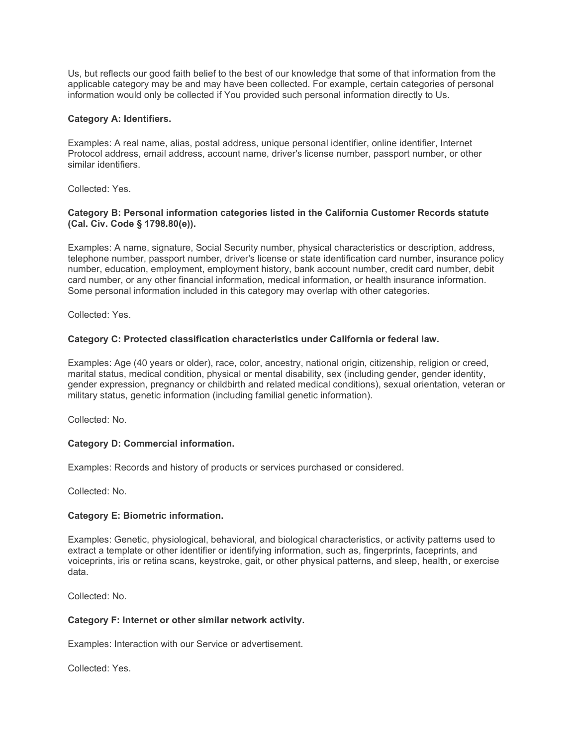Us, but reflects our good faith belief to the best of our knowledge that some of that information from the applicable category may be and may have been collected. For example, certain categories of personal information would only be collected if You provided such personal information directly to Us.

**Category A: Identifiers.**

Examples: A real name, alias, postal address, unique personal identifier, online identifier, Internet Protocol address, email address, account name, driver's license number, passport number, or other similar identifiers.

Collected: Yes.

**Category B: Personal information categories listed in the California Customer Records statute (Cal. Civ. Code § 1798.80(e)).**

Examples: A name, signature, Social Security number, physical characteristics or description, address, telephone number, passport number, driver's license or state identification card number, insurance policy number, education, employment, employment history, bank account number, credit card number, debit card number, or any other financial information, medical information, or health insurance information. Some personal information included in this category may overlap with other categories.

Collected: Yes.

**Category C: Protected classification characteristics under California or federal law.**

Examples: Age (40 years or older), race, color, ancestry, national origin, citizenship, religion or creed, marital status, medical condition, physical or mental disability, sex (including gender, gender identity, gender expression, pregnancy or childbirth and related medical conditions), sexual orientation, veteran or military status, genetic information (including familial genetic information).

Collected: No.

**Category D: Commercial information.**

Examples: Records and history of products or services purchased or considered.

Collected: No.

**Category E: Biometric information.**

Examples: Genetic, physiological, behavioral, and biological characteristics, or activity patterns used to extract a template or other identifier or identifying information, such as, fingerprints, faceprints, and voiceprints, iris or retina scans, keystroke, gait, or other physical patterns, and sleep, health, or exercise data.

Collected: No.

**Category F: Internet or other similar network activity.**

Examples: Interaction with our Service or advertisement.

Collected: Yes.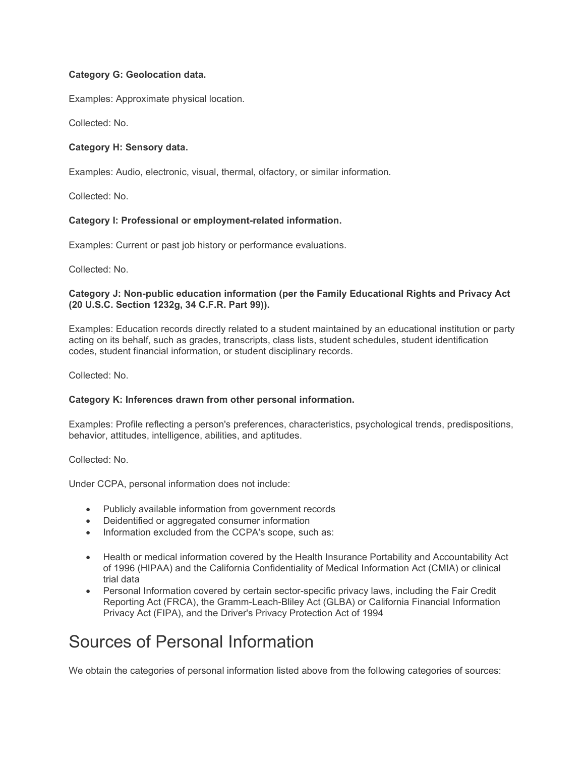**Category G: Geolocation data.**

Examples: Approximate physical location.

Collected: No.

**Category H: Sensory data.**

Examples: Audio, electronic, visual, thermal, olfactory, or similar information.

Collected: No.

**Category I: Professional or employment-related information.**

Examples: Current or past job history or performance evaluations.

Collected: No.

**Category J: Non-public education information (per the Family Educational Rights and Privacy Act (20 U.S.C. Section 1232g, 34 C.F.R. Part 99)).**

Examples: Education records directly related to a student maintained by an educational institution or party acting on its behalf, such as grades, transcripts, class lists, student schedules, student identification codes, student financial information, or student disciplinary records.

Collected: No.

**Category K: Inferences drawn from other personal information.**

Examples: Profile reflecting a person's preferences, characteristics, psychological trends, predispositions, behavior, attitudes, intelligence, abilities, and aptitudes.

Collected: No.

Under CCPA, personal information does not include:

- Publicly available information from government records
- Deidentified or aggregated consumer information
- Information excluded from the CCPA's scope, such as:

- Health or medical information covered by the Health Insurance Portability and Accountability Act of 1996 (HIPAA) and the California Confidentiality of Medical Information Act (CMIA) or clinical trial data
- Personal Information covered by certain sector-specific privacy laws, including the Fair Credit Reporting Act (FRCA), the Gramm-Leach-Bliley Act (GLBA) or California Financial Information Privacy Act (FIPA), and the Driver's Privacy Protection Act of 1994

# Sources of Personal Information

We obtain the categories of personal information listed above from the following categories of sources: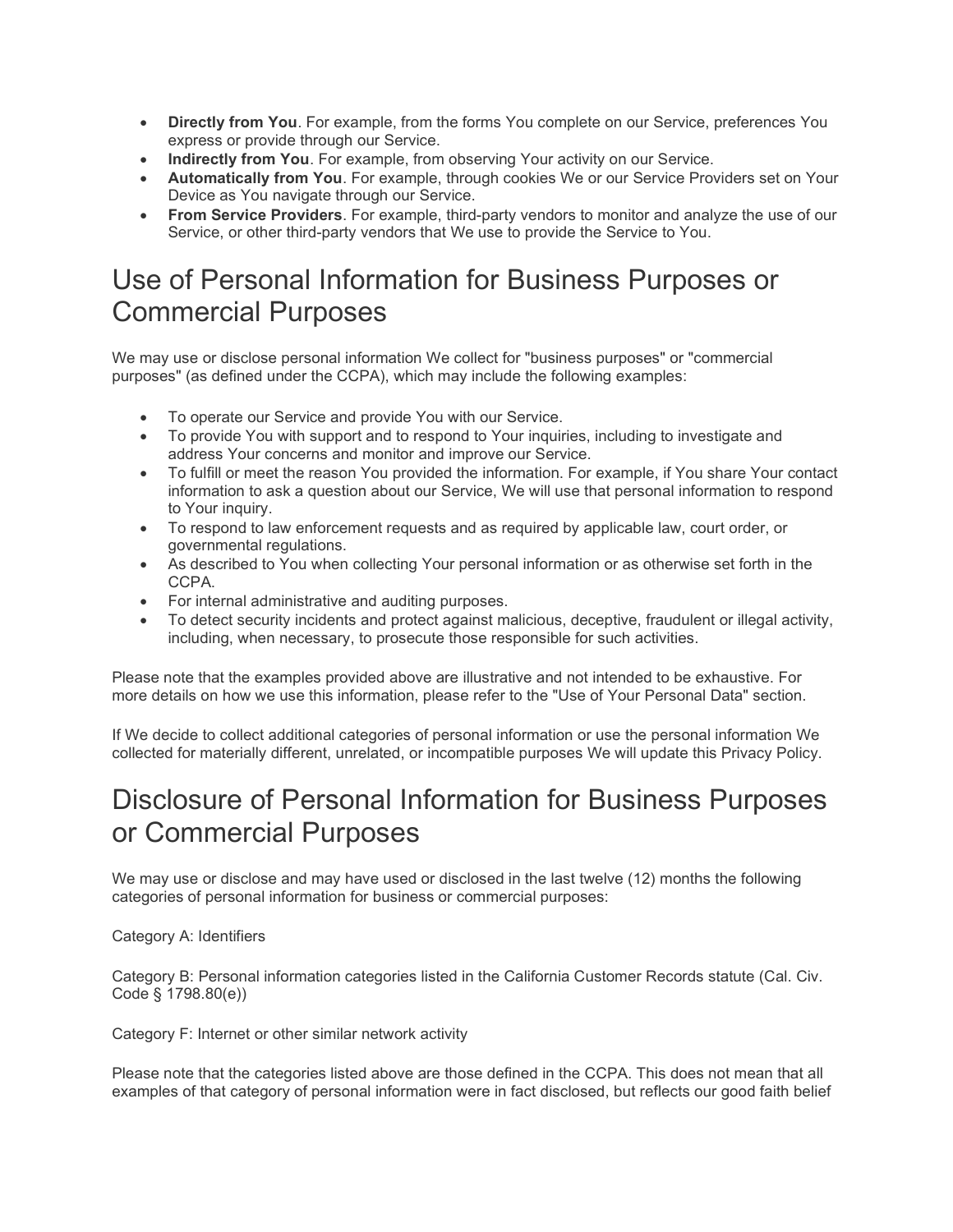- **Directly from You**. For example, from the forms You complete on our Service, preferences You express or provide through our Service.
- **Indirectly from You**. For example, from observing Your activity on our Service.
- **Automatically from You**. For example, through cookies We or our Service Providers set on Your Device as You navigate through our Service.
- **From Service Providers**. For example, third-party vendors to monitor and analyze the use of our Service, or other third-party vendors that We use to provide the Service to You.

# Use of Personal Information for Business Purposes or Commercial Purposes

We may use or disclose personal information We collect for "business purposes" or "commercial purposes" (as defined under the CCPA), which may include the following examples:

- To operate our Service and provide You with our Service.
- To provide You with support and to respond to Your inquiries, including to investigate and address Your concerns and monitor and improve our Service.
- To fulfill or meet the reason You provided the information. For example, if You share Your contact information to ask a question about our Service, We will use that personal information to respond to Your inquiry.
- To respond to law enforcement requests and as required by applicable law, court order, or governmental regulations.
- As described to You when collecting Your personal information or as otherwise set forth in the CCPA.
- For internal administrative and auditing purposes.
- To detect security incidents and protect against malicious, deceptive, fraudulent or illegal activity, including, when necessary, to prosecute those responsible for such activities.

Please note that the examples provided above are illustrative and not intended to be exhaustive. For more details on how we use this information, please refer to the "Use of Your Personal Data" section.

If We decide to collect additional categories of personal information or use the personal information We collected for materially different, unrelated, or incompatible purposes We will update this Privacy Policy.

# Disclosure of Personal Information for Business Purposes or Commercial Purposes

We may use or disclose and may have used or disclosed in the last twelve (12) months the following categories of personal information for business or commercial purposes:

Category A: Identifiers

Category B: Personal information categories listed in the California Customer Records statute (Cal. Civ. Code § 1798.80(e))

Category F: Internet or other similar network activity

Please note that the categories listed above are those defined in the CCPA. This does not mean that all examples of that category of personal information were in fact disclosed, but reflects our good faith belief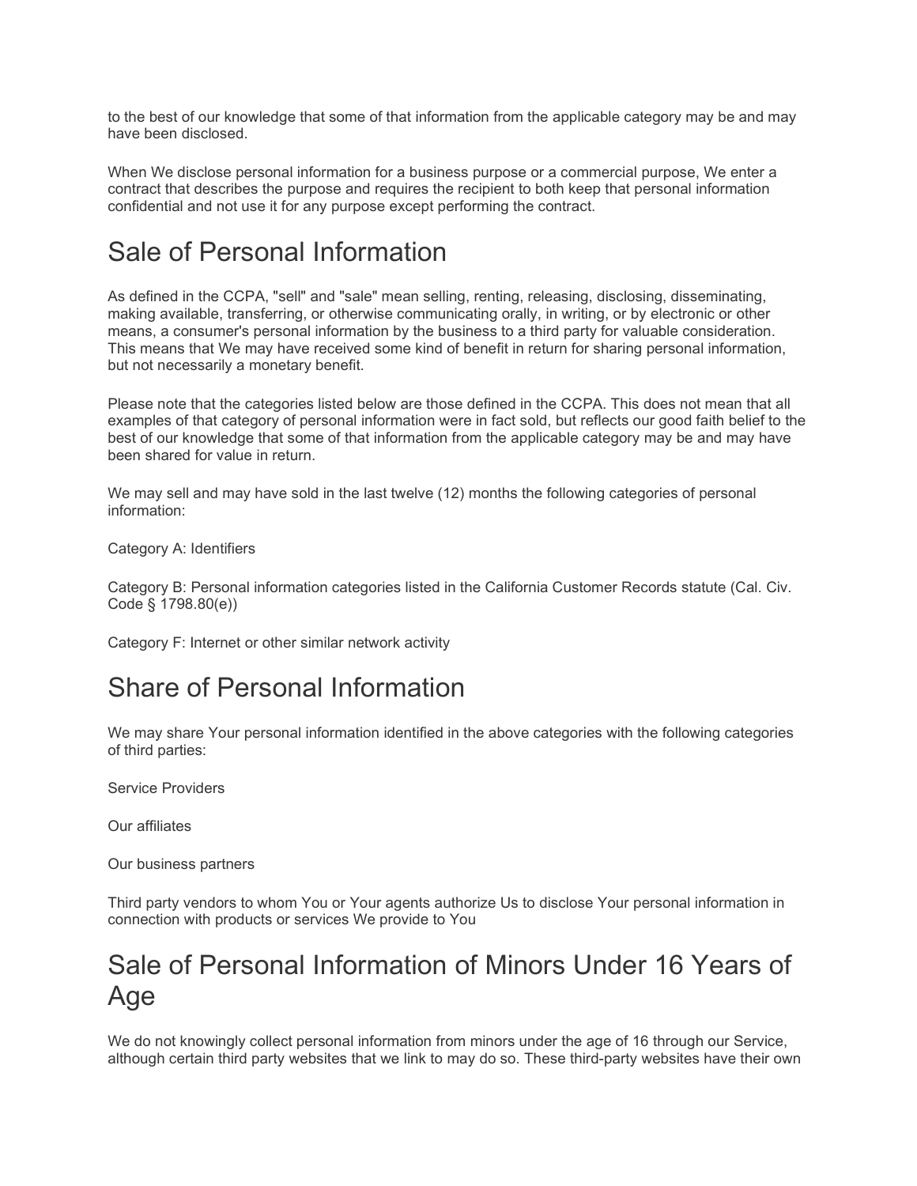to the best of our knowledge that some of that information from the applicable category may be and may have been disclosed.

When We disclose personal information for a business purpose or a commercial purpose, We enter a contract that describes the purpose and requires the recipient to both keep that personal information confidential and not use it for any purpose except performing the contract.

# Sale of Personal Information

As defined in the CCPA, "sell" and "sale" mean selling, renting, releasing, disclosing, disseminating, making available, transferring, or otherwise communicating orally, in writing, or by electronic or other means, a consumer's personal information by the business to a third party for valuable consideration. This means that We may have received some kind of benefit in return for sharing personal information, but not necessarily a monetary benefit.

Please note that the categories listed below are those defined in the CCPA. This does not mean that all examples of that category of personal information were in fact sold, but reflects our good faith belief to the best of our knowledge that some of that information from the applicable category may be and may have been shared for value in return.

We may sell and may have sold in the last twelve (12) months the following categories of personal information:

Category A: Identifiers

Category B: Personal information categories listed in the California Customer Records statute (Cal. Civ. Code § 1798.80(e))

Category F: Internet or other similar network activity

# Share of Personal Information

We may share Your personal information identified in the above categories with the following categories of third parties:

Service Providers

Our affiliates

Our business partners

Third party vendors to whom You or Your agents authorize Us to disclose Your personal information in connection with products or services We provide to You

# Sale of Personal Information of Minors Under 16 Years of Age

We do not knowingly collect personal information from minors under the age of 16 through our Service, although certain third party websites that we link to may do so. These third-party websites have their own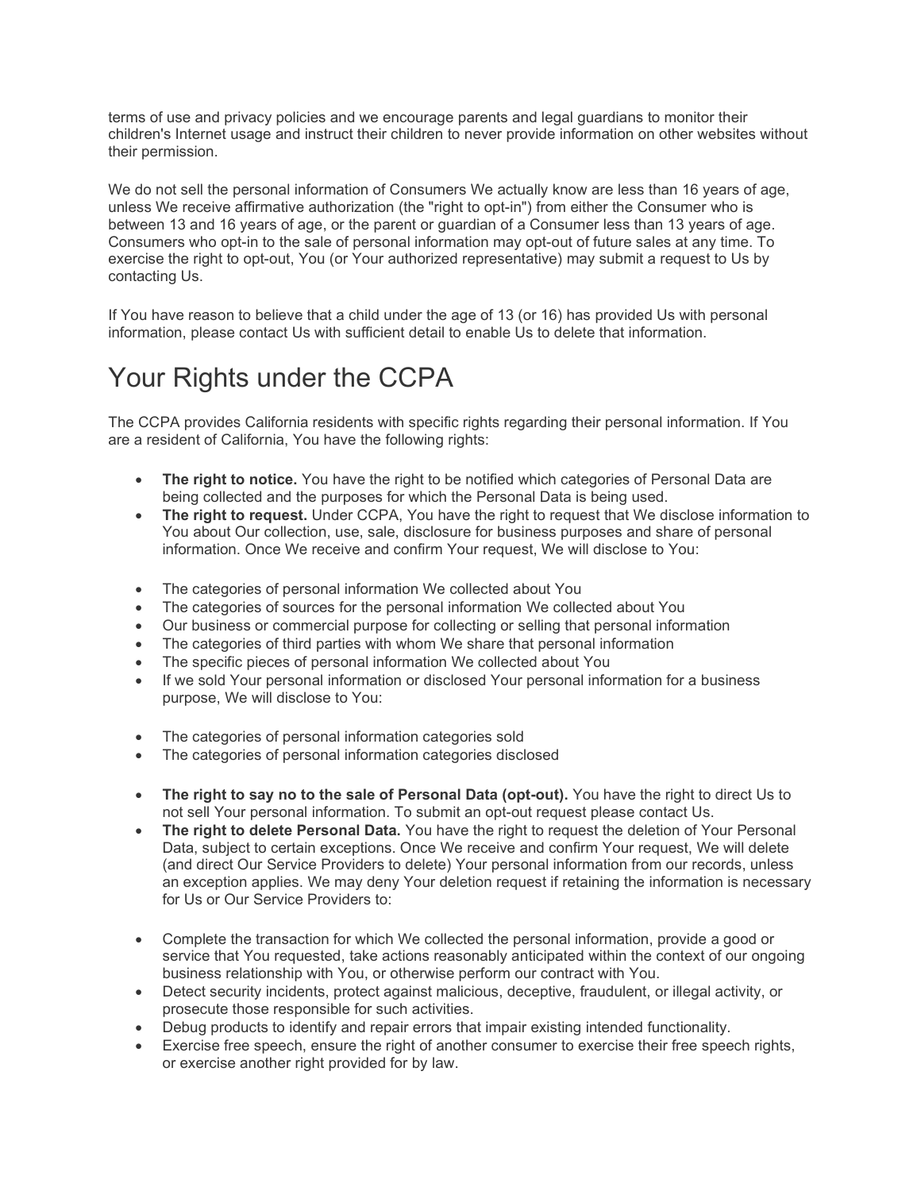terms of use and privacy policies and we encourage parents and legal guardians to monitor their children's Internet usage and instruct their children to never provide information on other websites without their permission.

We do not sell the personal information of Consumers We actually know are less than 16 years of age, unless We receive affirmative authorization (the "right to opt-in") from either the Consumer who is between 13 and 16 years of age, or the parent or guardian of a Consumer less than 13 years of age. Consumers who opt-in to the sale of personal information may opt-out of future sales at any time. To exercise the right to opt-out, You (or Your authorized representative) may submit a request to Us by contacting Us.

If You have reason to believe that a child under the age of 13 (or 16) has provided Us with personal information, please contact Us with sufficient detail to enable Us to delete that information.

# Your Rights under the CCPA

The CCPA provides California residents with specific rights regarding their personal information. If You are a resident of California, You have the following rights:

- **The right to notice.** You have the right to be notified which categories of Personal Data are being collected and the purposes for which the Personal Data is being used.
- **The right to request.** Under CCPA, You have the right to request that We disclose information to You about Our collection, use, sale, disclosure for business purposes and share of personal information. Once We receive and confirm Your request, We will disclose to You:

- The categories of personal information We collected about You
- The categories of sources for the personal information We collected about You
- Our business or commercial purpose for collecting or selling that personal information
- The categories of third parties with whom We share that personal information
- The specific pieces of personal information We collected about You
- If we sold Your personal information or disclosed Your personal information for a business purpose, We will disclose to You:

- The categories of personal information categories sold
- The categories of personal information categories disclosed

- **The right to say no to the sale of Personal Data (opt-out).** You have the right to direct Us to not sell Your personal information. To submit an opt-out request please contact Us.
- **The right to delete Personal Data.** You have the right to request the deletion of Your Personal Data, subject to certain exceptions. Once We receive and confirm Your request, We will delete (and direct Our Service Providers to delete) Your personal information from our records, unless an exception applies. We may deny Your deletion request if retaining the information is necessary for Us or Our Service Providers to:

- Complete the transaction for which We collected the personal information, provide a good or service that You requested, take actions reasonably anticipated within the context of our ongoing business relationship with You, or otherwise perform our contract with You.
- Detect security incidents, protect against malicious, deceptive, fraudulent, or illegal activity, or prosecute those responsible for such activities.
- Debug products to identify and repair errors that impair existing intended functionality.
- Exercise free speech, ensure the right of another consumer to exercise their free speech rights, or exercise another right provided for by law.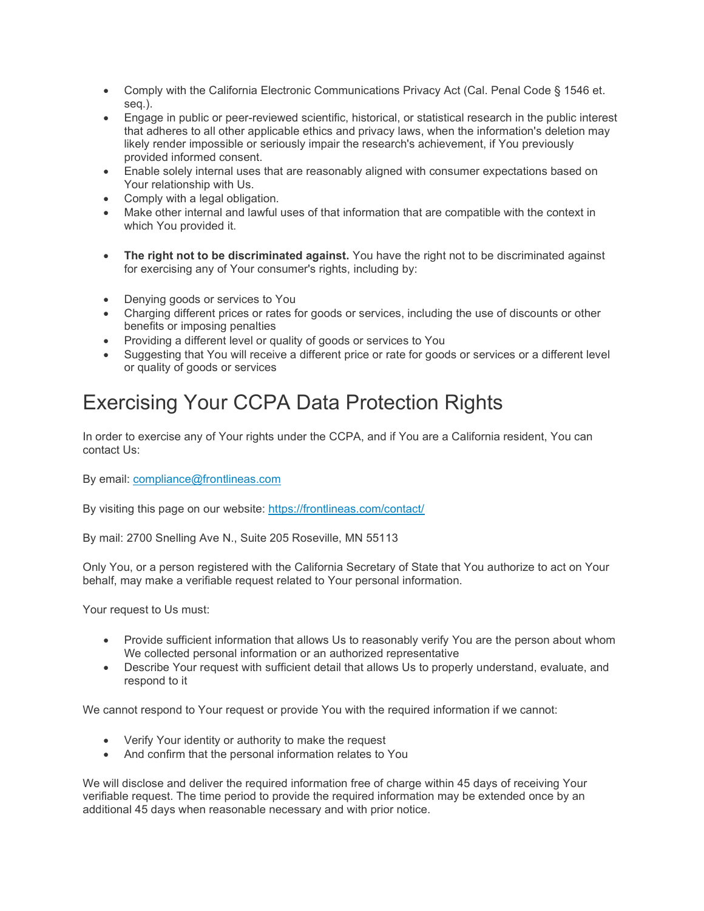- Comply with the California Electronic Communications Privacy Act (Cal. Penal Code § 1546 et. seq.).
- Engage in public or peer-reviewed scientific, historical, or statistical research in the public interest that adheres to all other applicable ethics and privacy laws, when the information's deletion may likely render impossible or seriously impair the research's achievement, if You previously provided informed consent.
- Enable solely internal uses that are reasonably aligned with consumer expectations based on Your relationship with Us.
- Comply with a legal obligation.
- Make other internal and lawful uses of that information that are compatible with the context in which You provided it.

- **The right not to be discriminated against.** You have the right not to be discriminated against for exercising any of Your consumer's rights, including by:

- Denying goods or services to You
- Charging different prices or rates for goods or services, including the use of discounts or other benefits or imposing penalties
- Providing a different level or quality of goods or services to You
- Suggesting that You will receive a different price or rate for goods or services or a different level or quality of goods or services

# Exercising Your CCPA Data Protection Rights

In order to exercise any of Your rights under the CCPA, and if You are a California resident, You can contact Us:

By email: compliance@frontlineas.com

By visiting this page on our website: https://frontlineas.com/contact/

By mail: 2700 Snelling Ave N., Suite 205 Roseville, MN 55113

Only You, or a person registered with the California Secretary of State that You authorize to act on Your behalf, may make a verifiable request related to Your personal information.

Your request to Us must:

- Provide sufficient information that allows Us to reasonably verify You are the person about whom We collected personal information or an authorized representative
- Describe Your request with sufficient detail that allows Us to properly understand, evaluate, and respond to it

We cannot respond to Your request or provide You with the required information if we cannot:

- Verify Your identity or authority to make the request
- And confirm that the personal information relates to You

We will disclose and deliver the required information free of charge within 45 days of receiving Your verifiable request. The time period to provide the required information may be extended once by an additional 45 days when reasonable necessary and with prior notice.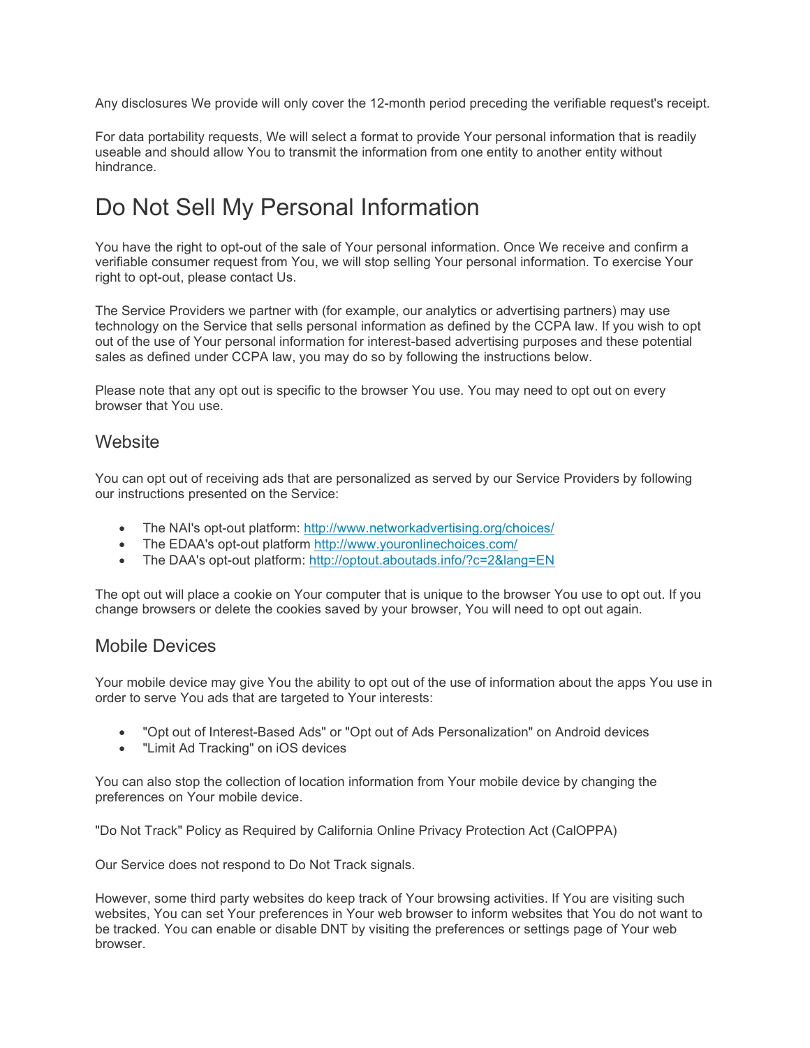Any disclosures We provide will only cover the 12-month period preceding the verifiable request's receipt.

For data portability requests, We will select a format to provide Your personal information that is readily useable and should allow You to transmit the information from one entity to another entity without hindrance.

# Do Not Sell My Personal Information

You have the right to opt-out of the sale of Your personal information. Once We receive and confirm a verifiable consumer request from You, we will stop selling Your personal information. To exercise Your right to opt-out, please contact Us.

The Service Providers we partner with (for example, our analytics or advertising partners) may use technology on the Service that sells personal information as defined by the CCPA law. If you wish to opt out of the use of Your personal information for interest-based advertising purposes and these potential sales as defined under CCPA law, you may do so by following the instructions below.

Please note that any opt out is specific to the browser You use. You may need to opt out on every browser that You use.

## Website

You can opt out of receiving ads that are personalized as served by our Service Providers by following our instructions presented on the Service:

- The NAI's opt-out platform: http://www.networkadvertising.org/choices/
- The EDAA's opt-out platform http://www.youronlinechoices.com/
- The DAA's opt-out platform: http://optout.aboutads.info/?c=2&lang=EN

The opt out will place a cookie on Your computer that is unique to the browser You use to opt out. If you change browsers or delete the cookies saved by your browser, You will need to opt out again.

## Mobile Devices

Your mobile device may give You the ability to opt out of the use of information about the apps You use in order to serve You ads that are targeted to Your interests:

- "Opt out of Interest-Based Ads" or "Opt out of Ads Personalization" on Android devices
- "Limit Ad Tracking" on iOS devices

You can also stop the collection of location information from Your mobile device by changing the preferences on Your mobile device.

"Do Not Track" Policy as Required by California Online Privacy Protection Act (CalOPPA)

Our Service does not respond to Do Not Track signals.

However, some third party websites do keep track of Your browsing activities. If You are visiting such websites, You can set Your preferences in Your web browser to inform websites that You do not want to be tracked. You can enable or disable DNT by visiting the preferences or settings page of Your web browser.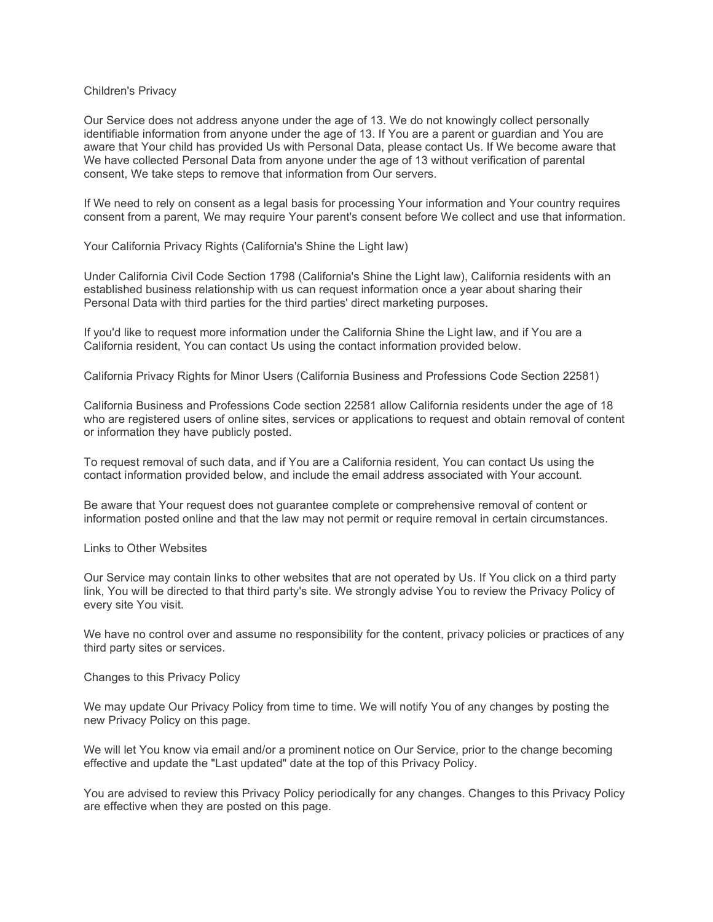## Children's Privacy

Our Service does not address anyone under the age of 13. We do not knowingly collect personally identifiable information from anyone under the age of 13. If You are a parent or guardian and You are aware that Your child has provided Us with Personal Data, please contact Us. If We become aware that We have collected Personal Data from anyone under the age of 13 without verification of parental consent, We take steps to remove that information from Our servers.

If We need to rely on consent as a legal basis for processing Your information and Your country requires consent from a parent, We may require Your parent's consent before We collect and use that information.

## Your California Privacy Rights (California's Shine the Light law)

Under California Civil Code Section 1798 (California's Shine the Light law), California residents with an established business relationship with us can request information once a year about sharing their Personal Data with third parties for the third parties' direct marketing purposes.

If you'd like to request more information under the California Shine the Light law, and if You are a California resident, You can contact Us using the contact information provided below.

## California Privacy Rights for Minor Users (California Business and Professions Code Section 22581)

California Business and Professions Code section 22581 allow California residents under the age of 18 who are registered users of online sites, services or applications to request and obtain removal of content or information they have publicly posted.

To request removal of such data, and if You are a California resident, You can contact Us using the contact information provided below, and include the email address associated with Your account.

Be aware that Your request does not guarantee complete or comprehensive removal of content or information posted online and that the law may not permit or require removal in certain circumstances.

## Links to Other Websites

Our Service may contain links to other websites that are not operated by Us. If You click on a third party link, You will be directed to that third party's site. We strongly advise You to review the Privacy Policy of every site You visit.

We have no control over and assume no responsibility for the content, privacy policies or practices of any third party sites or services.

## Changes to this Privacy Policy

We may update Our Privacy Policy from time to time. We will notify You of any changes by posting the new Privacy Policy on this page.

We will let You know via email and/or a prominent notice on Our Service, prior to the change becoming effective and update the "Last updated" date at the top of this Privacy Policy.

You are advised to review this Privacy Policy periodically for any changes. Changes to this Privacy Policy are effective when they are posted on this page.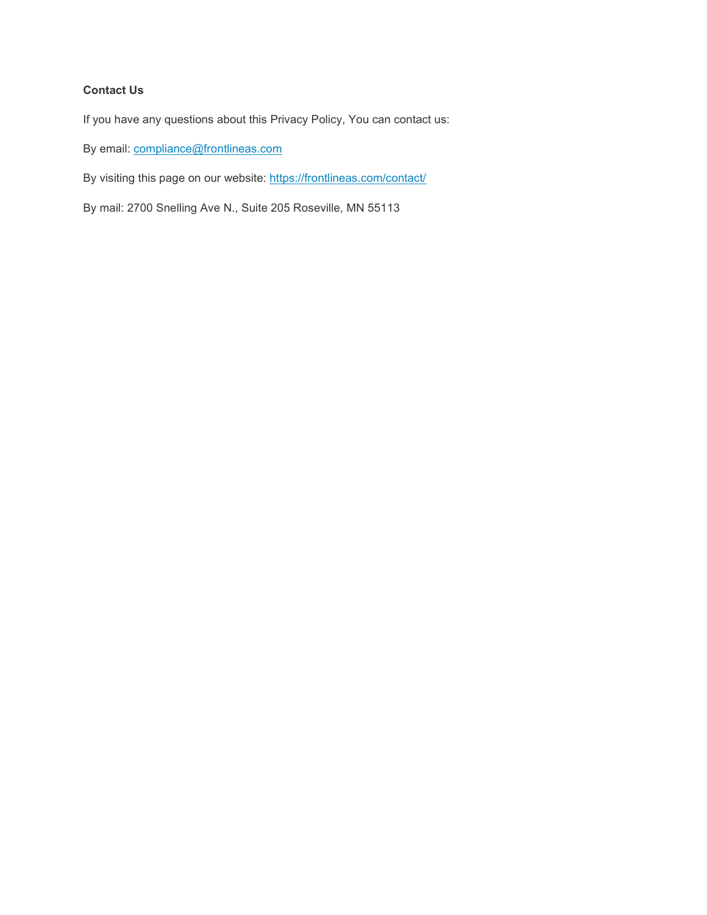**Contact Us**

If you have any questions about this Privacy Policy, You can contact us:

By email: compliance@frontlineas.com

By visiting this page on our website: https://frontlineas.com/contact/

By mail: 2700 Snelling Ave N., Suite 205 Roseville, MN 55113